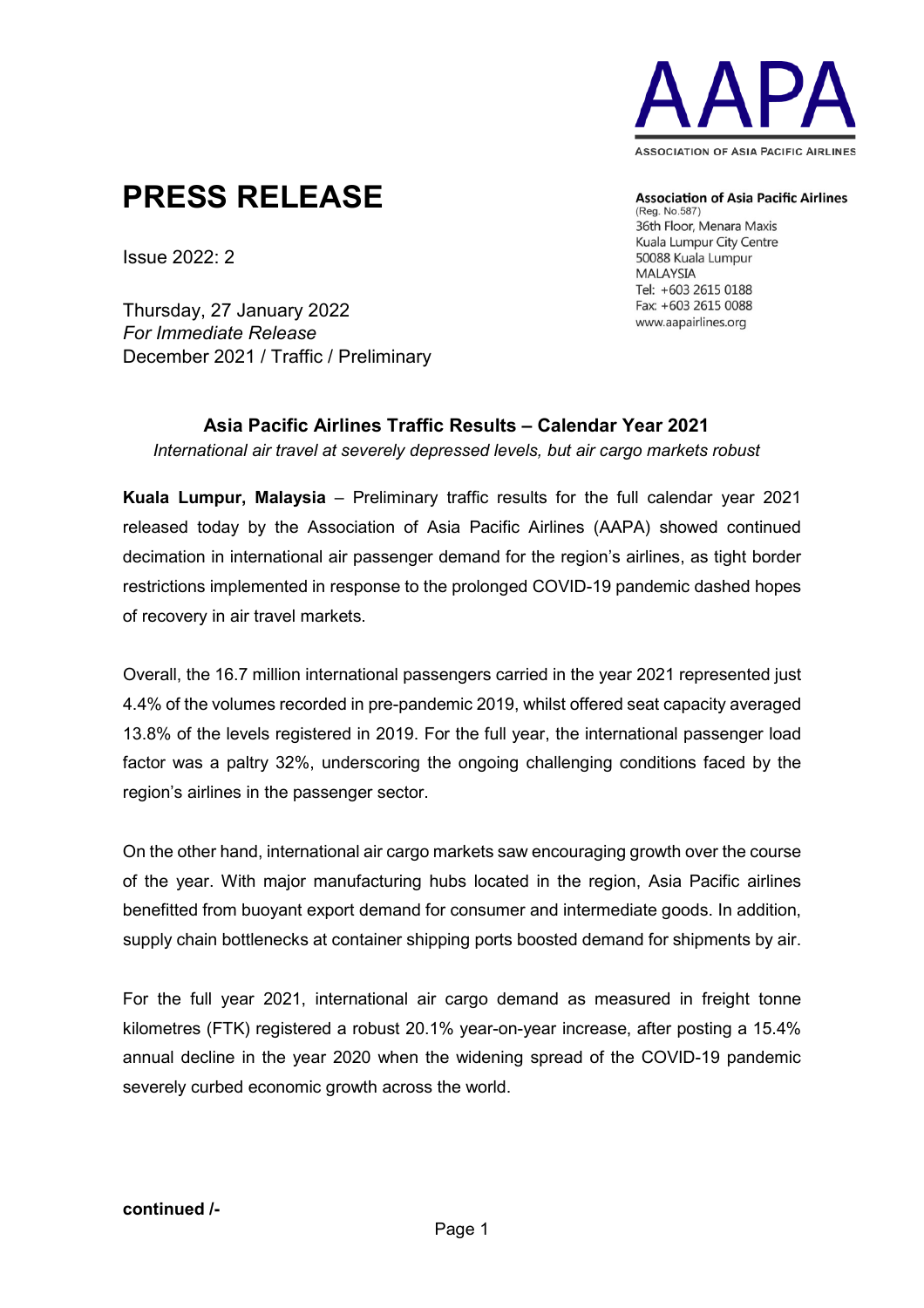AAPA

ASSOCIATION OF ASIA PACIFIC AIRLINES

# PRESS RELEASE

Issue 2022: 2

Thursday, 27 January 2022
*For Immediate Release*
December 2021 / Traffic / Preliminary

**Association of Asia Pacific Airlines**
(Reg. No.587)
36th Floor, Menara Maxis
Kuala Lumpur City Centre
50088 Kuala Lumpur
MALAYSIA
Tel: +603 2615 0188
Fax: +603 2615 0088
www.aapairlines.org

## Asia Pacific Airlines Traffic Results – Calendar Year 2021

*International air travel at severely depressed levels, but air cargo markets robust*

**Kuala Lumpur, Malaysia** – Preliminary traffic results for the full calendar year 2021 released today by the Association of Asia Pacific Airlines (AAPA) showed continued decimation in international air passenger demand for the region's airlines, as tight border restrictions implemented in response to the prolonged COVID-19 pandemic dashed hopes of recovery in air travel markets.

Overall, the 16.7 million international passengers carried in the year 2021 represented just 4.4% of the volumes recorded in pre-pandemic 2019, whilst offered seat capacity averaged 13.8% of the levels registered in 2019. For the full year, the international passenger load factor was a paltry 32%, underscoring the ongoing challenging conditions faced by the region's airlines in the passenger sector.

On the other hand, international air cargo markets saw encouraging growth over the course of the year. With major manufacturing hubs located in the region, Asia Pacific airlines benefitted from buoyant export demand for consumer and intermediate goods. In addition, supply chain bottlenecks at container shipping ports boosted demand for shipments by air.

For the full year 2021, international air cargo demand as measured in freight tonne kilometres (FTK) registered a robust 20.1% year-on-year increase, after posting a 15.4% annual decline in the year 2020 when the widening spread of the COVID-19 pandemic severely curbed economic growth across the world.

**continued /-**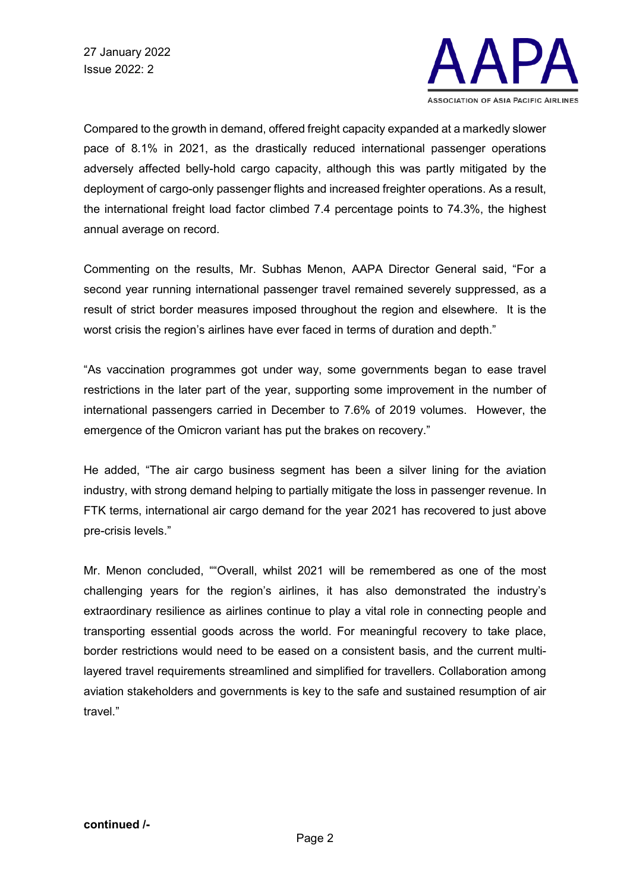Compared to the growth in demand, offered freight capacity expanded at a markedly slower pace of 8.1% in 2021, as the drastically reduced international passenger operations adversely affected belly-hold cargo capacity, although this was partly mitigated by the deployment of cargo-only passenger flights and increased freighter operations. As a result, the international freight load factor climbed 7.4 percentage points to 74.3%, the highest annual average on record.

Commenting on the results, Mr. Subhas Menon, AAPA Director General said, "For a second year running international passenger travel remained severely suppressed, as a result of strict border measures imposed throughout the region and elsewhere. It is the worst crisis the region's airlines have ever faced in terms of duration and depth."

"As vaccination programmes got under way, some governments began to ease travel restrictions in the later part of the year, supporting some improvement in the number of international passengers carried in December to 7.6% of 2019 volumes. However, the emergence of the Omicron variant has put the brakes on recovery."

He added, "The air cargo business segment has been a silver lining for the aviation industry, with strong demand helping to partially mitigate the loss in passenger revenue. In FTK terms, international air cargo demand for the year 2021 has recovered to just above pre-crisis levels."

Mr. Menon concluded, ""Overall, whilst 2021 will be remembered as one of the most challenging years for the region's airlines, it has also demonstrated the industry's extraordinary resilience as airlines continue to play a vital role in connecting people and transporting essential goods across the world. For meaningful recovery to take place, border restrictions would need to be eased on a consistent basis, and the current multi-layered travel requirements streamlined and simplified for travellers. Collaboration among aviation stakeholders and governments is key to the safe and sustained resumption of air travel."

**continued /-**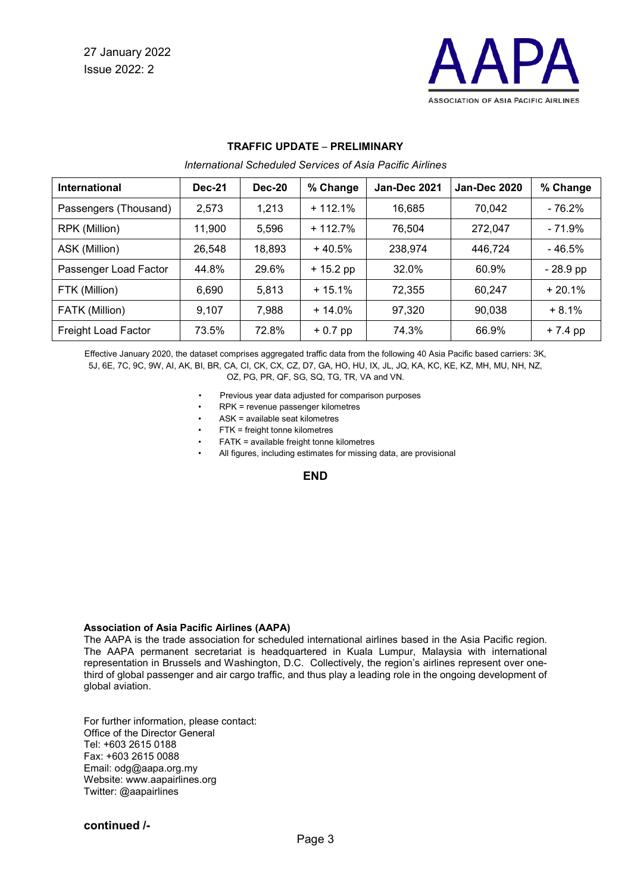27 January 2022
Issue 2022: 2

AAPA
ASSOCIATION OF ASIA PACIFIC AIRLINES

### TRAFFIC UPDATE – PRELIMINARY

*International Scheduled Services of Asia Pacific Airlines*

| International | Dec-21 | Dec-20 | % Change | Jan-Dec 2021 | Jan-Dec 2020 | % Change |
|---|---|---|---|---|---|---|
| Passengers (Thousand) | 2,573 | 1,213 | + 112.1% | 16,685 | 70,042 | - 76.2% |
| RPK (Million) | 11,900 | 5,596 | + 112.7% | 76,504 | 272,047 | - 71.9% |
| ASK (Million) | 26,548 | 18,893 | + 40.5% | 238,974 | 446,724 | - 46.5% |
| Passenger Load Factor | 44.8% | 29.6% | + 15.2 pp | 32.0% | 60.9% | - 28.9 pp |
| FTK (Million) | 6,690 | 5,813 | + 15.1% | 72,355 | 60,247 | + 20.1% |
| FATK (Million) | 9,107 | 7,988 | + 14.0% | 97,320 | 90,038 | + 8.1% |
| Freight Load Factor | 73.5% | 72.8% | + 0.7 pp | 74.3% | 66.9% | + 7.4 pp |

Effective January 2020, the dataset comprises aggregated traffic data from the following 40 Asia Pacific based carriers: 3K, 5J, 6E, 7C, 9C, 9W, AI, AK, BI, BR, CA, CI, CK, CX, CZ, D7, GA, HO, HU, IX, JL, JQ, KA, KC, KE, KZ, MH, MU, NH, NZ, OZ, PG, PR, QF, SG, SQ, TG, TR, VA and VN.

- Previous year data adjusted for comparison purposes
- RPK = revenue passenger kilometres
- ASK = available seat kilometres
- FTK = freight tonne kilometres
- FATK = available freight tonne kilometres
- All figures, including estimates for missing data, are provisional

**END**

**Association of Asia Pacific Airlines (AAPA)**
The AAPA is the trade association for scheduled international airlines based in the Asia Pacific region. The AAPA permanent secretariat is headquartered in Kuala Lumpur, Malaysia with international representation in Brussels and Washington, D.C. Collectively, the region's airlines represent over one-third of global passenger and air cargo traffic, and thus play a leading role in the ongoing development of global aviation.

For further information, please contact:
Office of the Director General
Tel: +603 2615 0188
Fax: +603 2615 0088
Email: odg@aapa.org.my
Website: www.aapairlines.org
Twitter: @aapairlines

**continued /-**